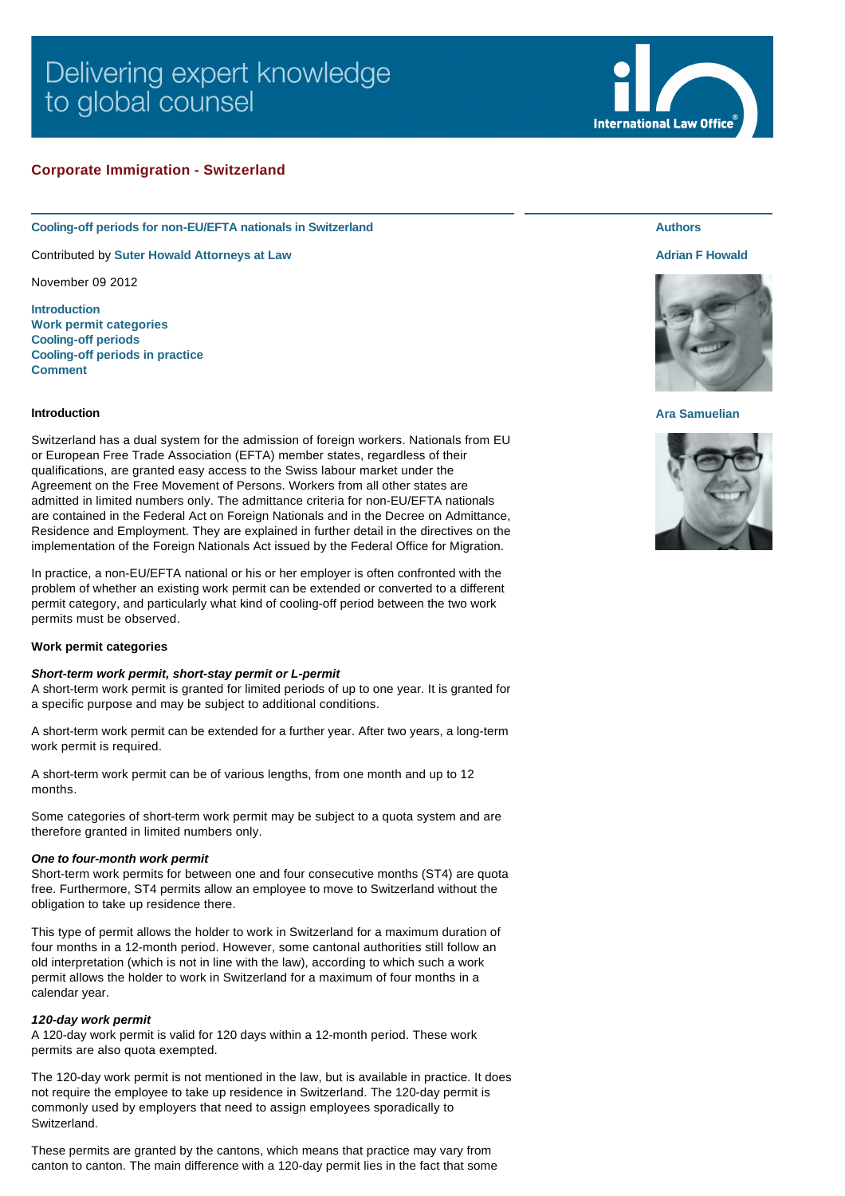Delivering expert knowledge to global counsel

International Law Office

## Corporate Immigration - Switzerland

### Cooling-off periods for non-EU/EFTA nationals in Switzerland

Contributed by **Suter Howald Attorneys at Law**

November 09 2012

**Introduction**
**Work permit categories**
**Cooling-off periods**
**Cooling-off periods in practice**
**Comment**

**Authors**

**Adrian F Howald**

**Ara Samuelian**

### Introduction

Switzerland has a dual system for the admission of foreign workers. Nationals from EU or European Free Trade Association (EFTA) member states, regardless of their qualifications, are granted easy access to the Swiss labour market under the Agreement on the Free Movement of Persons. Workers from all other states are admitted in limited numbers only. The admittance criteria for non-EU/EFTA nationals are contained in the Federal Act on Foreign Nationals and in the Decree on Admittance, Residence and Employment. They are explained in further detail in the directives on the implementation of the Foreign Nationals Act issued by the Federal Office for Migration.

In practice, a non-EU/EFTA national or his or her employer is often confronted with the problem of whether an existing work permit can be extended or converted to a different permit category, and particularly what kind of cooling-off period between the two work permits must be observed.

### Work permit categories

***Short-term work permit, short-stay permit or L-permit***
A short-term work permit is granted for limited periods of up to one year. It is granted for a specific purpose and may be subject to additional conditions.

A short-term work permit can be extended for a further year. After two years, a long-term work permit is required.

A short-term work permit can be of various lengths, from one month and up to 12 months.

Some categories of short-term work permit may be subject to a quota system and are therefore granted in limited numbers only.

***One to four-month work permit***
Short-term work permits for between one and four consecutive months (ST4) are quota free. Furthermore, ST4 permits allow an employee to move to Switzerland without the obligation to take up residence there.

This type of permit allows the holder to work in Switzerland for a maximum duration of four months in a 12-month period. However, some cantonal authorities still follow an old interpretation (which is not in line with the law), according to which such a work permit allows the holder to work in Switzerland for a maximum of four months in a calendar year.

***120-day work permit***
A 120-day work permit is valid for 120 days within a 12-month period. These work permits are also quota exempted.

The 120-day work permit is not mentioned in the law, but is available in practice. It does not require the employee to take up residence in Switzerland. The 120-day permit is commonly used by employers that need to assign employees sporadically to Switzerland.

These permits are granted by the cantons, which means that practice may vary from canton to canton. The main difference with a 120-day permit lies in the fact that some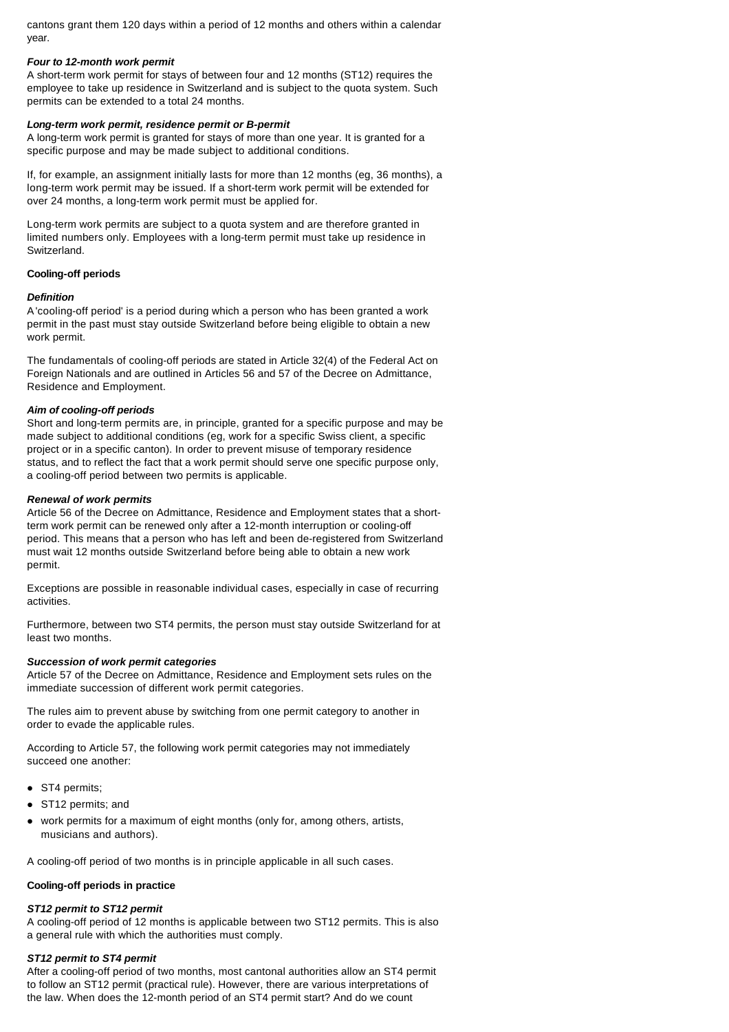cantons grant them 120 days within a period of 12 months and others within a calendar year.

***Four to 12-month work permit***

A short-term work permit for stays of between four and 12 months (ST12) requires the employee to take up residence in Switzerland and is subject to the quota system. Such permits can be extended to a total 24 months.

***Long-term work permit, residence permit or B-permit***

A long-term work permit is granted for stays of more than one year. It is granted for a specific purpose and may be made subject to additional conditions.

If, for example, an assignment initially lasts for more than 12 months (eg, 36 months), a long-term work permit may be issued. If a short-term work permit will be extended for over 24 months, a long-term work permit must be applied for.

Long-term work permits are subject to a quota system and are therefore granted in limited numbers only. Employees with a long-term permit must take up residence in Switzerland.

**Cooling-off periods**

***Definition***

A 'cooling-off period' is a period during which a person who has been granted a work permit in the past must stay outside Switzerland before being eligible to obtain a new work permit.

The fundamentals of cooling-off periods are stated in Article 32(4) of the Federal Act on Foreign Nationals and are outlined in Articles 56 and 57 of the Decree on Admittance, Residence and Employment.

***Aim of cooling-off periods***

Short and long-term permits are, in principle, granted for a specific purpose and may be made subject to additional conditions (eg, work for a specific Swiss client, a specific project or in a specific canton). In order to prevent misuse of temporary residence status, and to reflect the fact that a work permit should serve one specific purpose only, a cooling-off period between two permits is applicable.

***Renewal of work permits***

Article 56 of the Decree on Admittance, Residence and Employment states that a short-term work permit can be renewed only after a 12-month interruption or cooling-off period. This means that a person who has left and been de-registered from Switzerland must wait 12 months outside Switzerland before being able to obtain a new work permit.

Exceptions are possible in reasonable individual cases, especially in case of recurring activities.

Furthermore, between two ST4 permits, the person must stay outside Switzerland for at least two months.

***Succession of work permit categories***

Article 57 of the Decree on Admittance, Residence and Employment sets rules on the immediate succession of different work permit categories.

The rules aim to prevent abuse by switching from one permit category to another in order to evade the applicable rules.

According to Article 57, the following work permit categories may not immediately succeed one another:

- ST4 permits;
- ST12 permits; and
- work permits for a maximum of eight months (only for, among others, artists, musicians and authors).

A cooling-off period of two months is in principle applicable in all such cases.

**Cooling-off periods in practice**

***ST12 permit to ST12 permit***

A cooling-off period of 12 months is applicable between two ST12 permits. This is also a general rule with which the authorities must comply.

***ST12 permit to ST4 permit***

After a cooling-off period of two months, most cantonal authorities allow an ST4 permit to follow an ST12 permit (practical rule). However, there are various interpretations of the law. When does the 12-month period of an ST4 permit start? And do we count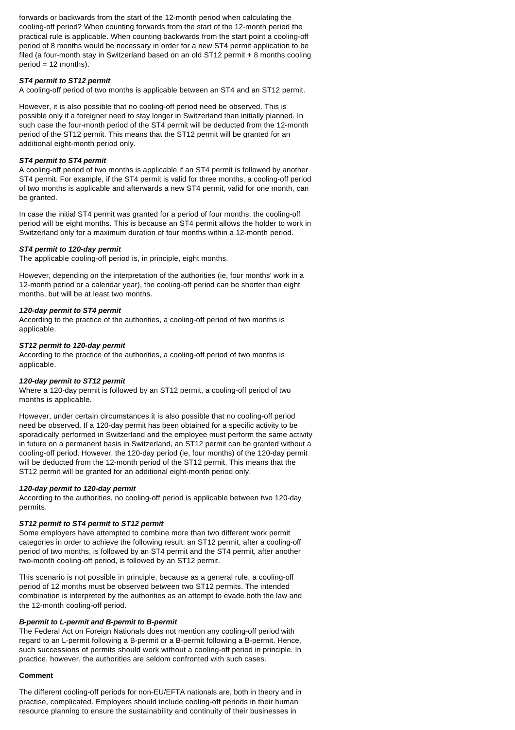forwards or backwards from the start of the 12-month period when calculating the cooling-off period? When counting forwards from the start of the 12-month period the practical rule is applicable. When counting backwards from the start point a cooling-off period of 8 months would be necessary in order for a new ST4 permit application to be filed (a four-month stay in Switzerland based on an old ST12 permit + 8 months cooling period = 12 months).

***ST4 permit to ST12 permit***

A cooling-off period of two months is applicable between an ST4 and an ST12 permit.

However, it is also possible that no cooling-off period need be observed. This is possible only if a foreigner need to stay longer in Switzerland than initially planned. In such case the four-month period of the ST4 permit will be deducted from the 12-month period of the ST12 permit. This means that the ST12 permit will be granted for an additional eight-month period only.

***ST4 permit to ST4 permit***

A cooling-off period of two months is applicable if an ST4 permit is followed by another ST4 permit. For example, if the ST4 permit is valid for three months, a cooling-off period of two months is applicable and afterwards a new ST4 permit, valid for one month, can be granted.

In case the initial ST4 permit was granted for a period of four months, the cooling-off period will be eight months. This is because an ST4 permit allows the holder to work in Switzerland only for a maximum duration of four months within a 12-month period.

***ST4 permit to 120-day permit***

The applicable cooling-off period is, in principle, eight months.

However, depending on the interpretation of the authorities (ie, four months' work in a 12-month period or a calendar year), the cooling-off period can be shorter than eight months, but will be at least two months.

***120-day permit to ST4 permit***

According to the practice of the authorities, a cooling-off period of two months is applicable.

***ST12 permit to 120-day permit***

According to the practice of the authorities, a cooling-off period of two months is applicable.

***120-day permit to ST12 permit***

Where a 120-day permit is followed by an ST12 permit, a cooling-off period of two months is applicable.

However, under certain circumstances it is also possible that no cooling-off period need be observed. If a 120-day permit has been obtained for a specific activity to be sporadically performed in Switzerland and the employee must perform the same activity in future on a permanent basis in Switzerland, an ST12 permit can be granted without a cooling-off period. However, the 120-day period (ie, four months) of the 120-day permit will be deducted from the 12-month period of the ST12 permit. This means that the ST12 permit will be granted for an additional eight-month period only.

***120-day permit to 120-day permit***

According to the authorities, no cooling-off period is applicable between two 120-day permits.

***ST12 permit to ST4 permit to ST12 permit***

Some employers have attempted to combine more than two different work permit categories in order to achieve the following result: an ST12 permit, after a cooling-off period of two months, is followed by an ST4 permit and the ST4 permit, after another two-month cooling-off period, is followed by an ST12 permit.

This scenario is not possible in principle, because as a general rule, a cooling-off period of 12 months must be observed between two ST12 permits. The intended combination is interpreted by the authorities as an attempt to evade both the law and the 12-month cooling-off period.

***B-permit to L-permit and B-permit to B-permit***

The Federal Act on Foreign Nationals does not mention any cooling-off period with regard to an L-permit following a B-permit or a B-permit following a B-permit. Hence, such successions of permits should work without a cooling-off period in principle. In practice, however, the authorities are seldom confronted with such cases.

**Comment**

The different cooling-off periods for non-EU/EFTA nationals are, both in theory and in practise, complicated. Employers should include cooling-off periods in their human resource planning to ensure the sustainability and continuity of their businesses in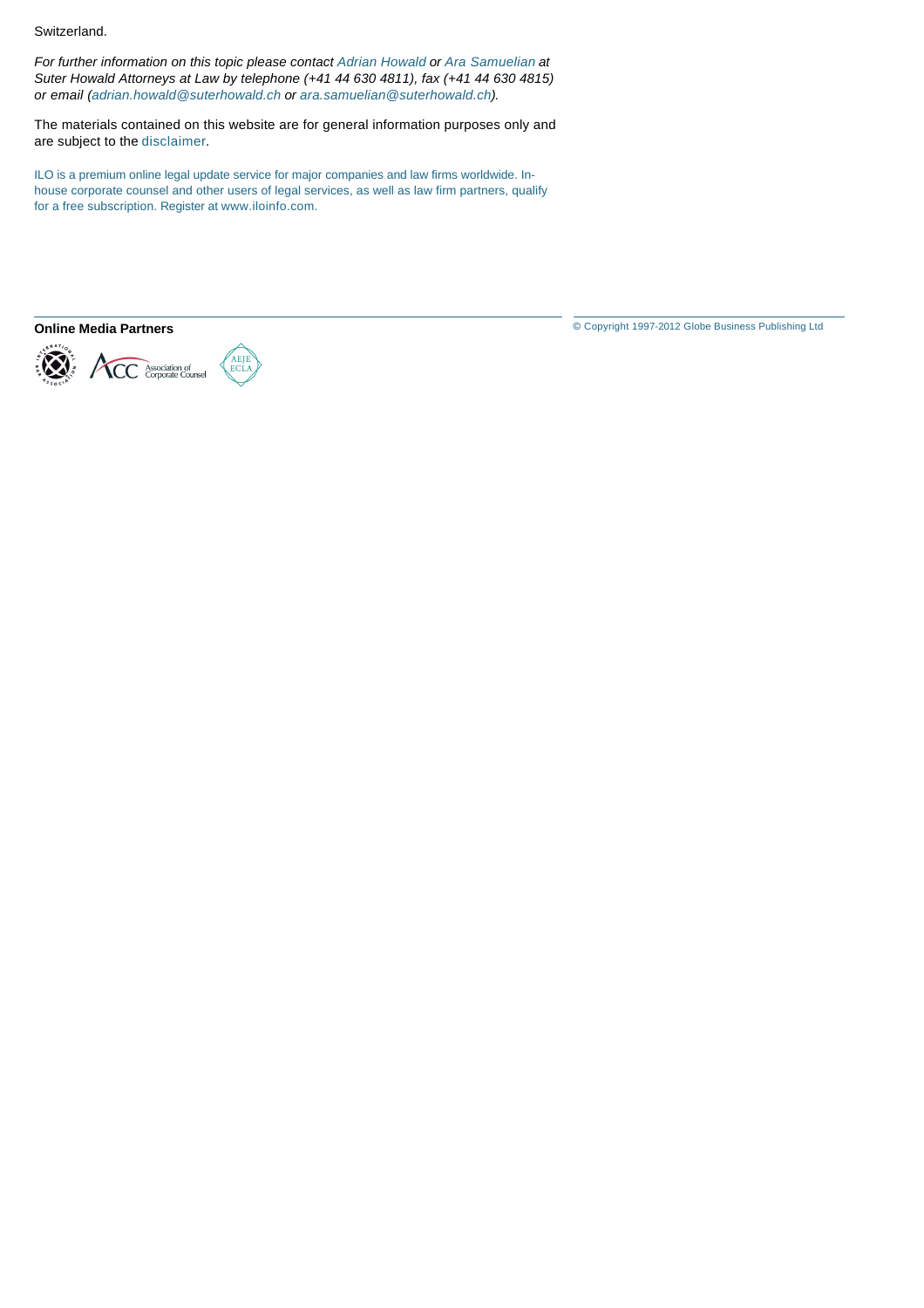Switzerland.

*For further information on this topic please contact Adrian Howald or Ara Samuelian at Suter Howald Attorneys at Law by telephone (+41 44 630 4811), fax (+41 44 630 4815) or email (adrian.howald@suterhowald.ch or ara.samuelian@suterhowald.ch).*

The materials contained on this website are for general information purposes only and are subject to the disclaimer.

ILO is a premium online legal update service for major companies and law firms worldwide. In-house corporate counsel and other users of legal services, as well as law firm partners, qualify for a free subscription. Register at www.iloinfo.com.

**Online Media Partners**

© Copyright 1997-2012 Globe Business Publishing Ltd